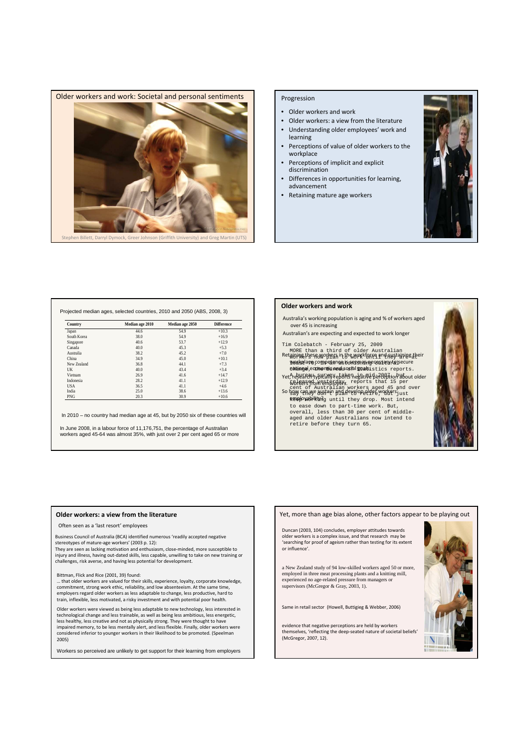## Older workers and work: Societal and personal sentiments

Stephen Billett, Darryl Dymock, Greer Johnson (Griffith University) and Greg Martin (UTS)

## Progression

- Older workers and work
- Older workers: a view from the literature
- Understanding older employees' work and learning
- Perceptions of value of older workers to the workplace
- Perceptions of implicit and explicit discrimination
- Differences in opportunities for learning, advancement
- Retaining mature age workers

Projected median ages, selected countries, 2010 and 2050 (ABS, 2008, 3)

| Country | Median age 2010 | Median age 2050 | Difference |
|---|---|---|---|
| Japan | 44.6 | 54.9 | +10.3 |
| South Korea | 38.0 | 54.9 | +16.9 |
| Singapore | 40.6 | 53.7 | +12.9 |
| Canada | 40.0 | 45.3 | +5.3 |
| Australia | 38.2 | 45.2 | +7.0 |
| China | 34.9 | 45.0 | +10.1 |
| New Zealand | 36.8 | 44.1 | +7.3 |
| UK | 40.0 | 43.4 | +3.4 |
| Vietnam | 26.9 | 41.6 | +14.7 |
| Indonesia | 28.2 | 41.1 | +12.9 |
| USA | 36.5 | 41.1 | +4.6 |
| India | 25.0 | 38.6 | +13.6 |
| PNG | 20.3 | 30.9 | +10.6 |

In 2010 – no country had median age at 45, but by 2050 six of these countries will

In June 2008, in a labour force of 11,176,751, the percentage of Australian workers aged 45-64 was almost 35%, with just over 2 per cent aged 65 or more

## Older workers and work

Australia's working population is aging and % of workers aged over 45 is increasing

Australian's are expecting and expected to work longer

```
Tim Colebatch - February 25, 2009
MORE than a third of older Australian
workers now plan to work until they are at
least 70 or in a continuing state of
change, the Bureau of Statistics reports.
A bureau survey taken in mid-2007, but
released yesterday, reports that 15 per
cent of Australian workers aged 45 and over
say they don't plan to retire, but just
keep working until they drop. Most intend
to ease down to part-time work. But,
overall, less than 30 per cent of middle-
aged and older Australians now intend to
retire before they turn 65.
```

Retaining these workers in the workforce and sustaining their workplace competence is seen as necessary to secure national economic and social goals

Yet, research typically reports negative perception about older workers from employers.

So how can we sustain and develop older workers' employability?

## Older workers: a view from the literature

Often seen as a 'last resort' employees

Business Council of Australia (BCA) identified numerous 'readily accepted negative stereotypes of mature-age workers' (2003 p. 12):
They are seen as lacking motivation and enthusiasm, close-minded, more susceptible to injury and illness, having out-dated skills, less capable, unwilling to take on new training or challenges, risk averse, and having less potential for development.

Bittman, Flick and Rice (2001, 39) found:
… that older workers are valued for their skills, experience, loyalty, corporate knowledge, commitment, strong work ethic, reliability, and low absenteeism. At the same time, employers regard older workers as less adaptable to change, less productive, hard to train, inflexible, less motivated, a risky investment and with potential poor health.

Older workers were viewed as being less adaptable to new technology, less interested in technological change and less trainable, as well as being less ambitious, less energetic, less healthy, less creative and not as physically strong. They were thought to have impaired memory, to be less mentally alert, and less flexible. Finally, older workers were considered inferior to younger workers in their likelihood to be promoted. (Speelman 2005)

Workers so perceived are unlikely to get support for their learning from employers

## Yet, more than age bias alone, other factors appear to be playing out

Duncan (2003, 104) concludes, employer attitudes towards older workers is a complex issue, and that research may be 'searching for proof of ageism rather than testing for its extent or influence'.

a New Zealand study of 94 low-skilled workers aged 50 or more, employed in three meat processing plants and a knitting mill, experienced no age-related pressure from managers or supervisors (McGregor & Gray, 2003, 1).

Same in retail sector (Howell, Buttigieg & Webber, 2006)

evidence that negative perceptions are held by workers themselves, 'reflecting the deep-seated nature of societal beliefs' (McGregor, 2007, 12).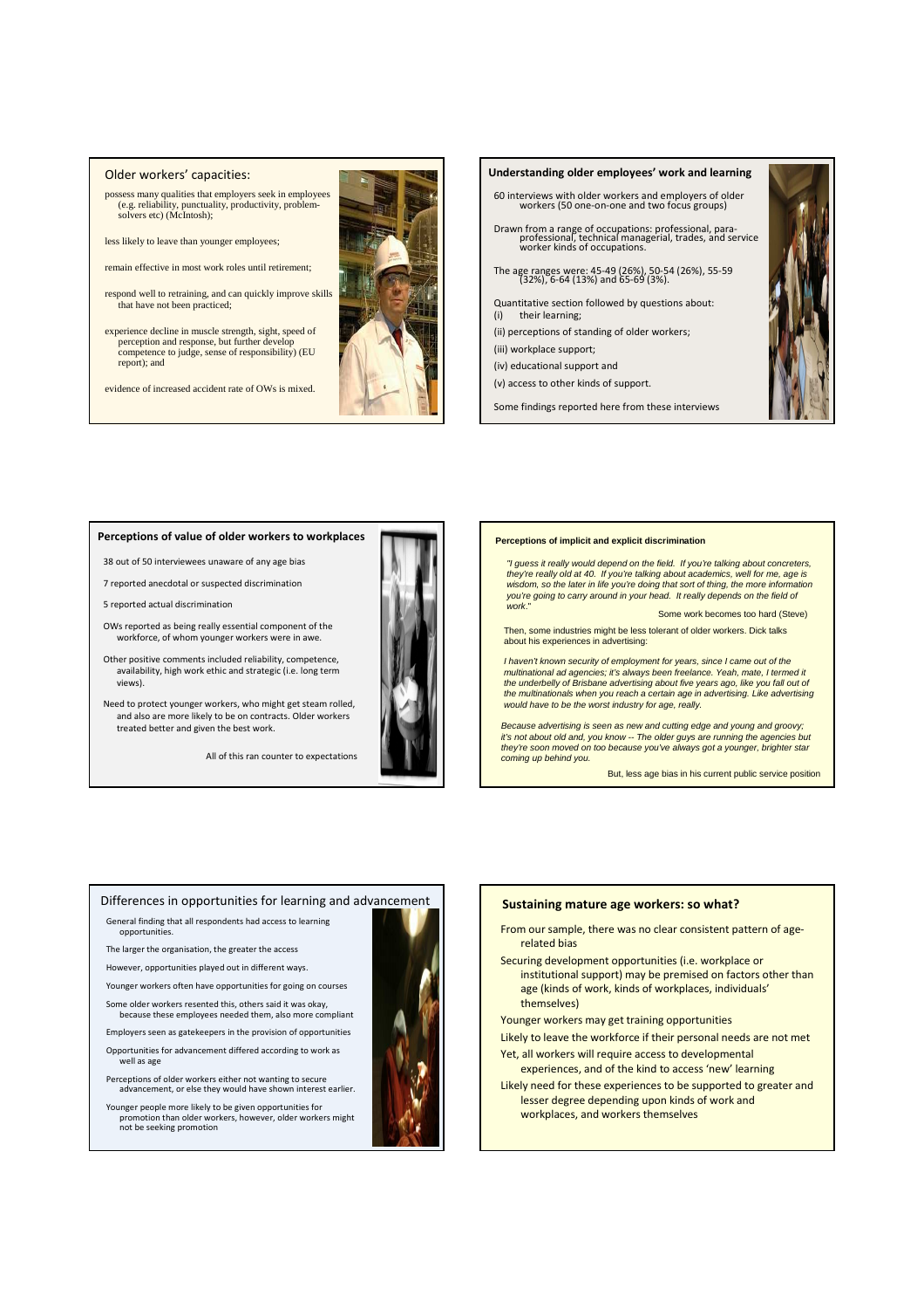## Older workers' capacities:

possess many qualities that employers seek in employees (e.g. reliability, punctuality, productivity, problem-solvers etc) (McIntosh);

less likely to leave than younger employees;

remain effective in most work roles until retirement;

respond well to retraining, and can quickly improve skills that have not been practiced;

experience decline in muscle strength, sight, speed of perception and response, but further develop competence to judge, sense of responsibility) (EU report); and

evidence of increased accident rate of OWs is mixed.

## Understanding older employees' work and learning

60 interviews with older workers and employers of older workers (50 one-on-one and two focus groups)

Drawn from a range of occupations: professional, para-professional, technical managerial, trades, and service worker kinds of occupations.

The age ranges were: 45-49 (26%), 50-54 (26%), 55-59 (32%), 6-64 (13%) and 65-69 (3%).

Quantitative section followed by questions about:
(i) their learning;
(ii) perceptions of standing of older workers;
(iii) workplace support;
(iv) educational support and
(v) access to other kinds of support.

Some findings reported here from these interviews

## Perceptions of value of older workers to workplaces

38 out of 50 interviewees unaware of any age bias

7 reported anecdotal or suspected discrimination

5 reported actual discrimination

OWs reported as being really essential component of the workforce, of whom younger workers were in awe.

Other positive comments included reliability, competence, availability, high work ethic and strategic (i.e. long term views).

Need to protect younger workers, who might get steam rolled, and also are more likely to be on contracts. Older workers treated better and given the best work.

All of this ran counter to expectations

## Perceptions of implicit and explicit discrimination

*"I guess it really would depend on the field. If you're talking about concreters, they're really old at 40. If you're talking about academics, well for me, age is wisdom, so the later in life you're doing that sort of thing, the more information you're going to carry around in your head. It really depends on the field of work."*

Some work becomes too hard (Steve)

Then, some industries might be less tolerant of older workers. Dick talks about his experiences in advertising:

*I haven't known security of employment for years, since I came out of the multinational ad agencies; it's always been freelance. Yeah, mate, I termed it the underbelly of Brisbane advertising about five years ago, like you fall out of the multinationals when you reach a certain age in advertising. Like advertising would have to be the worst industry for age, really.*

*Because advertising is seen as new and cutting edge and young and groovy; it's not about old and, you know -- The older guys are running the agencies but they're soon moved on too because you've always got a younger, brighter star coming up behind you.*

But, less age bias in his current public service position

## Differences in opportunities for learning and advancement

General finding that all respondents had access to learning opportunities.

The larger the organisation, the greater the access

However, opportunities played out in different ways.

Younger workers often have opportunities for going on courses

Some older workers resented this, others said it was okay, because these employees needed them, also more compliant

Employers seen as gatekeepers in the provision of opportunities

Opportunities for advancement differed according to work as well as age

Perceptions of older workers either not wanting to secure advancement, or else they would have shown interest earlier.

Younger people more likely to be given opportunities for promotion than older workers, however, older workers might not be seeking promotion

## Sustaining mature age workers: so what?

From our sample, there was no clear consistent pattern of age-related bias

Securing development opportunities (i.e. workplace or institutional support) may be premised on factors other than age (kinds of work, kinds of workplaces, individuals' themselves)

Younger workers may get training opportunities

Likely to leave the workforce if their personal needs are not met

Yet, all workers will require access to developmental experiences, and of the kind to access 'new' learning

Likely need for these experiences to be supported to greater and lesser degree depending upon kinds of work and workplaces, and workers themselves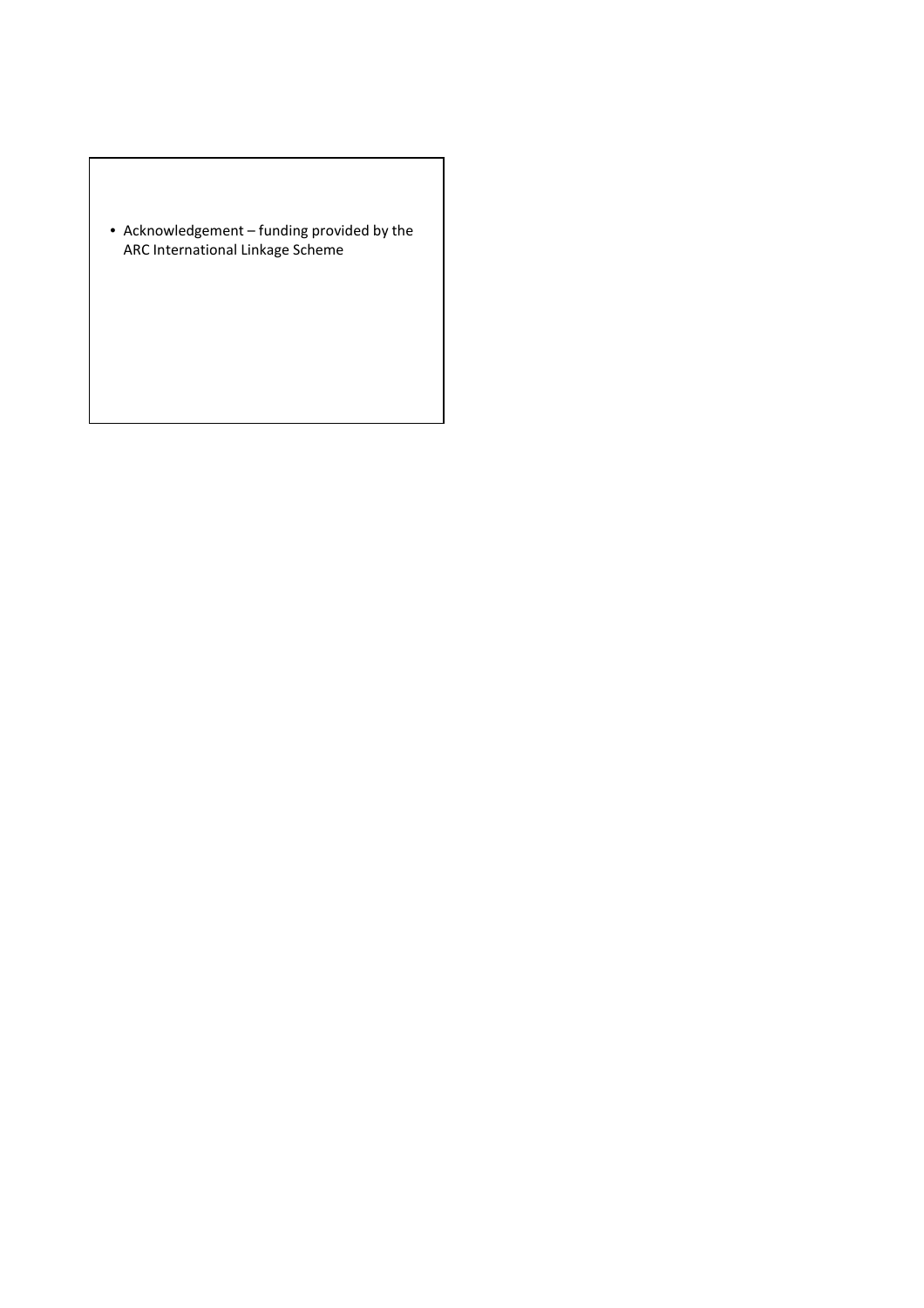- Acknowledgement – funding provided by the ARC International Linkage Scheme